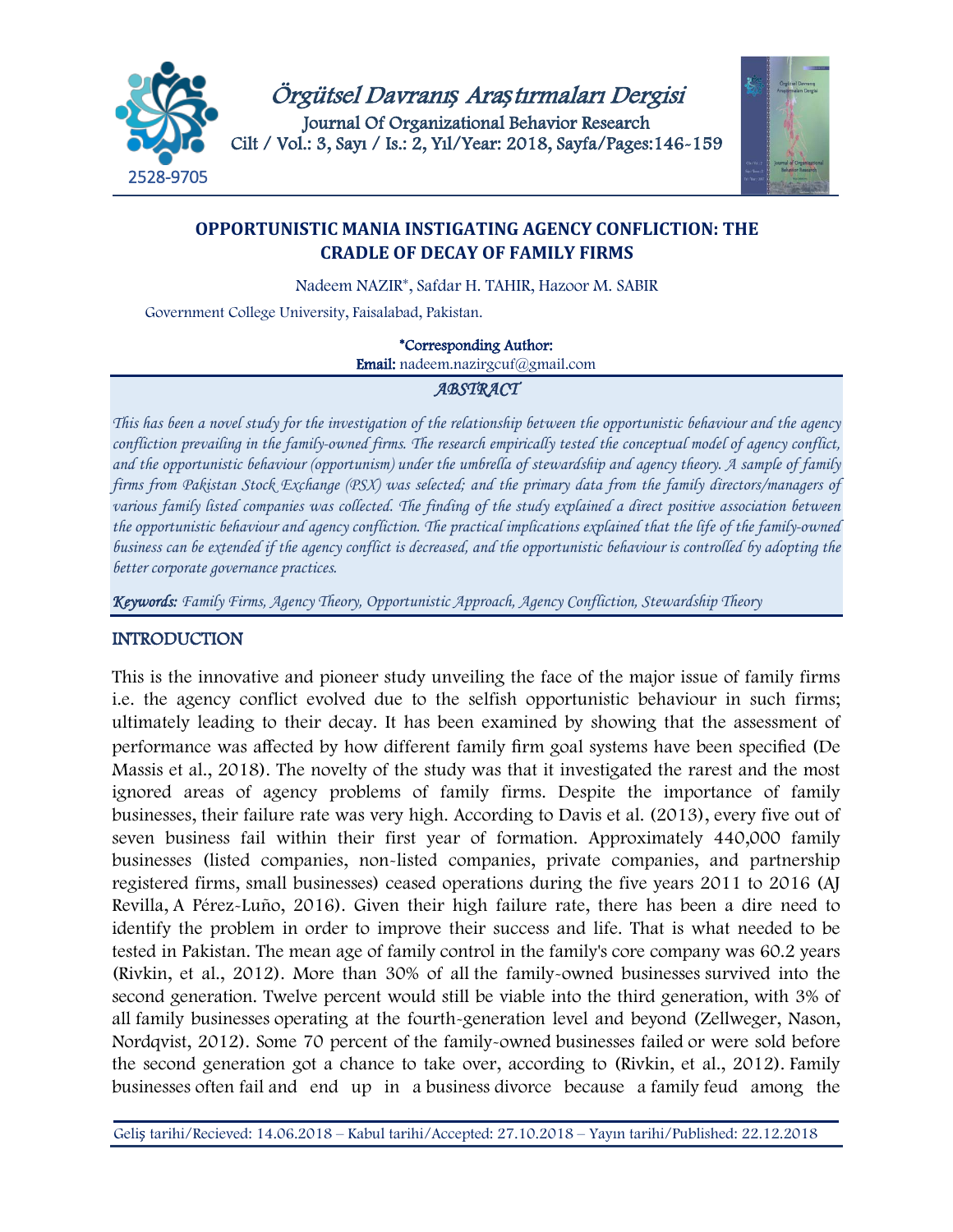# OPPORTUNISTIC MANIA INSTIGATING AGENCY CONFLICTION: THE CRADLE OF DECAY OF FAMILY FIRMS

Nadeem NAZIR*, Safdar H. TAHIR, Hazoor M. SABIR

Government College University, Faisalabad, Pakistan.

*Corresponding Author:
**Email:** nadeem.nazirgcuf@gmail.com

## *ABSTRACT*

*This has been a novel study for the investigation of the relationship between the opportunistic behaviour and the agency confliction prevailing in the family-owned firms. The research empirically tested the conceptual model of agency conflict, and the opportunistic behaviour (opportunism) under the umbrella of stewardship and agency theory. A sample of family firms from Pakistan Stock Exchange (PSX) was selected; and the primary data from the family directors/managers of various family listed companies was collected. The finding of the study explained a direct positive association between the opportunistic behaviour and agency confliction. The practical implications explained that the life of the family-owned business can be extended if the agency conflict is decreased, and the opportunistic behaviour is controlled by adopting the better corporate governance practices.*

***Keywords:*** *Family Firms, Agency Theory, Opportunistic Approach, Agency Confliction, Stewardship Theory*

## INTRODUCTION

This is the innovative and pioneer study unveiling the face of the major issue of family firms i.e. the agency conflict evolved due to the selfish opportunistic behaviour in such firms; ultimately leading to their decay. It has been examined by showing that the assessment of performance was affected by how different family firm goal systems have been specified (De Massis et al., 2018). The novelty of the study was that it investigated the rarest and the most ignored areas of agency problems of family firms. Despite the importance of family businesses, their failure rate was very high. According to Davis et al. (2013), every five out of seven business fail within their first year of formation. Approximately 440,000 family businesses (listed companies, non-listed companies, private companies, and partnership registered firms, small businesses) ceased operations during the five years 2011 to 2016 (AJ Revilla, A Pérez-Luño, 2016). Given their high failure rate, there has been a dire need to identify the problem in order to improve their success and life. That is what needed to be tested in Pakistan. The mean age of family control in the family's core company was 60.2 years (Rivkin, et al., 2012). More than 30% of all the family-owned businesses survived into the second generation. Twelve percent would still be viable into the third generation, with 3% of all family businesses operating at the fourth-generation level and beyond (Zellweger, Nason, Nordqvist, 2012). Some 70 percent of the family-owned businesses failed or were sold before the second generation got a chance to take over, according to (Rivkin, et al., 2012). Family businesses often fail and end up in a business divorce because a family feud among the

Geliş tarihi/Recieved: 14.06.2018 – Kabul tarihi/Accepted: 27.10.2018 – Yayın tarihi/Published: 22.12.2018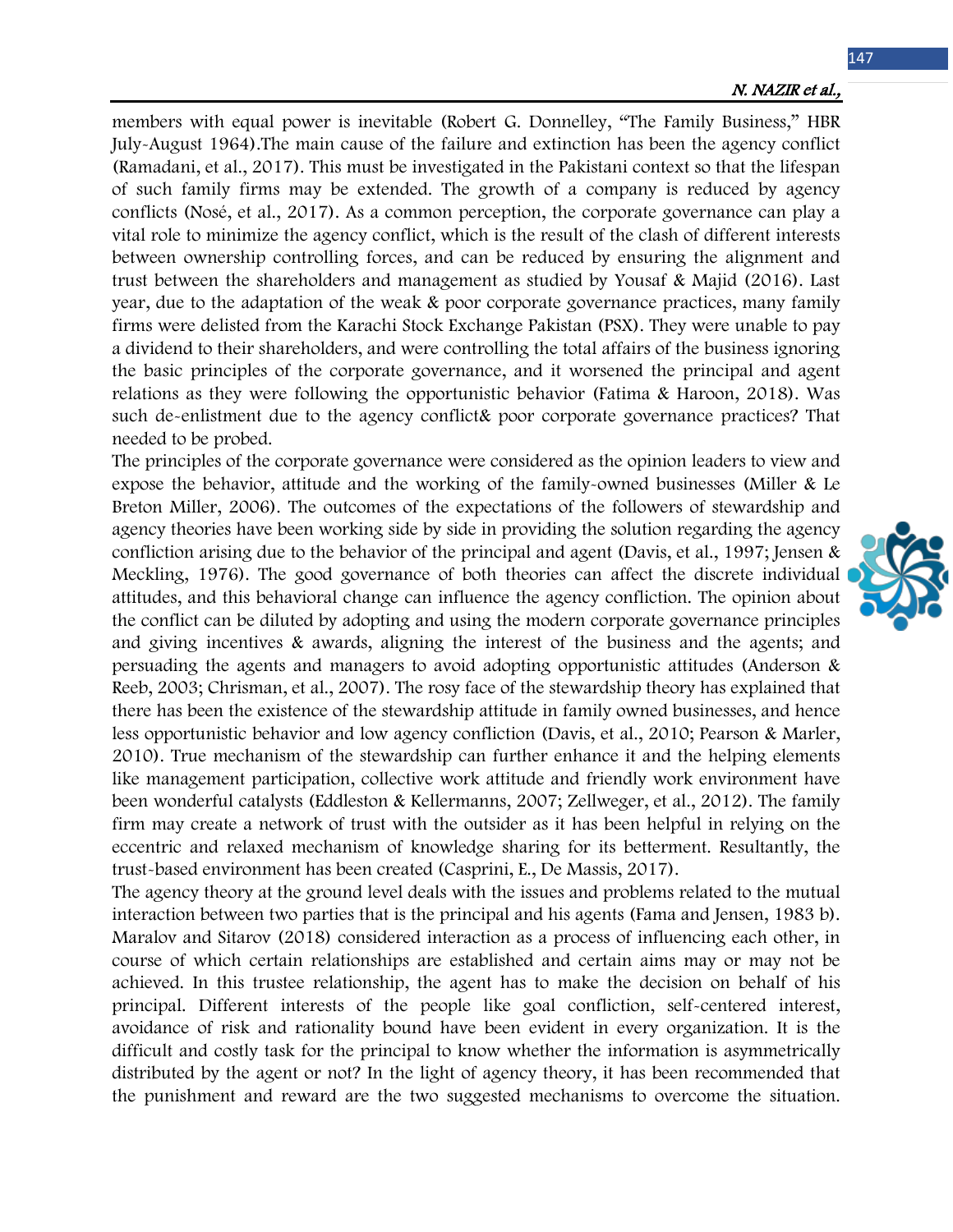members with equal power is inevitable (Robert G. Donnelley, "The Family Business," HBR July-August 1964).The main cause of the failure and extinction has been the agency conflict (Ramadani, et al., 2017). This must be investigated in the Pakistani context so that the lifespan of such family firms may be extended. The growth of a company is reduced by agency conflicts (Nosé, et al., 2017). As a common perception, the corporate governance can play a vital role to minimize the agency conflict, which is the result of the clash of different interests between ownership controlling forces, and can be reduced by ensuring the alignment and trust between the shareholders and management as studied by Yousaf & Majid (2016). Last year, due to the adaptation of the weak & poor corporate governance practices, many family firms were delisted from the Karachi Stock Exchange Pakistan (PSX). They were unable to pay a dividend to their shareholders, and were controlling the total affairs of the business ignoring the basic principles of the corporate governance, and it worsened the principal and agent relations as they were following the opportunistic behavior (Fatima & Haroon, 2018). Was such de-enlistment due to the agency conflict& poor corporate governance practices? That needed to be probed.

The principles of the corporate governance were considered as the opinion leaders to view and expose the behavior, attitude and the working of the family-owned businesses (Miller & Le Breton Miller, 2006). The outcomes of the expectations of the followers of stewardship and agency theories have been working side by side in providing the solution regarding the agency confliction arising due to the behavior of the principal and agent (Davis, et al., 1997; Jensen & Meckling, 1976). The good governance of both theories can affect the discrete individual attitudes, and this behavioral change can influence the agency confliction. The opinion about the conflict can be diluted by adopting and using the modern corporate governance principles and giving incentives & awards, aligning the interest of the business and the agents; and persuading the agents and managers to avoid adopting opportunistic attitudes (Anderson & Reeb, 2003; Chrisman, et al., 2007). The rosy face of the stewardship theory has explained that there has been the existence of the stewardship attitude in family owned businesses, and hence less opportunistic behavior and low agency confliction (Davis, et al., 2010; Pearson & Marler, 2010). True mechanism of the stewardship can further enhance it and the helping elements like management participation, collective work attitude and friendly work environment have been wonderful catalysts (Eddleston & Kellermanns, 2007; Zellweger, et al., 2012). The family firm may create a network of trust with the outsider as it has been helpful in relying on the eccentric and relaxed mechanism of knowledge sharing for its betterment. Resultantly, the trust-based environment has been created (Casprini, E., De Massis, 2017).

The agency theory at the ground level deals with the issues and problems related to the mutual interaction between two parties that is the principal and his agents (Fama and Jensen, 1983 b). Maralov and Sitarov (2018) considered interaction as a process of influencing each other, in course of which certain relationships are established and certain aims may or may not be achieved. In this trustee relationship, the agent has to make the decision on behalf of his principal. Different interests of the people like goal confliction, self-centered interest, avoidance of risk and rationality bound have been evident in every organization. It is the difficult and costly task for the principal to know whether the information is asymmetrically distributed by the agent or not? In the light of agency theory, it has been recommended that the punishment and reward are the two suggested mechanisms to overcome the situation.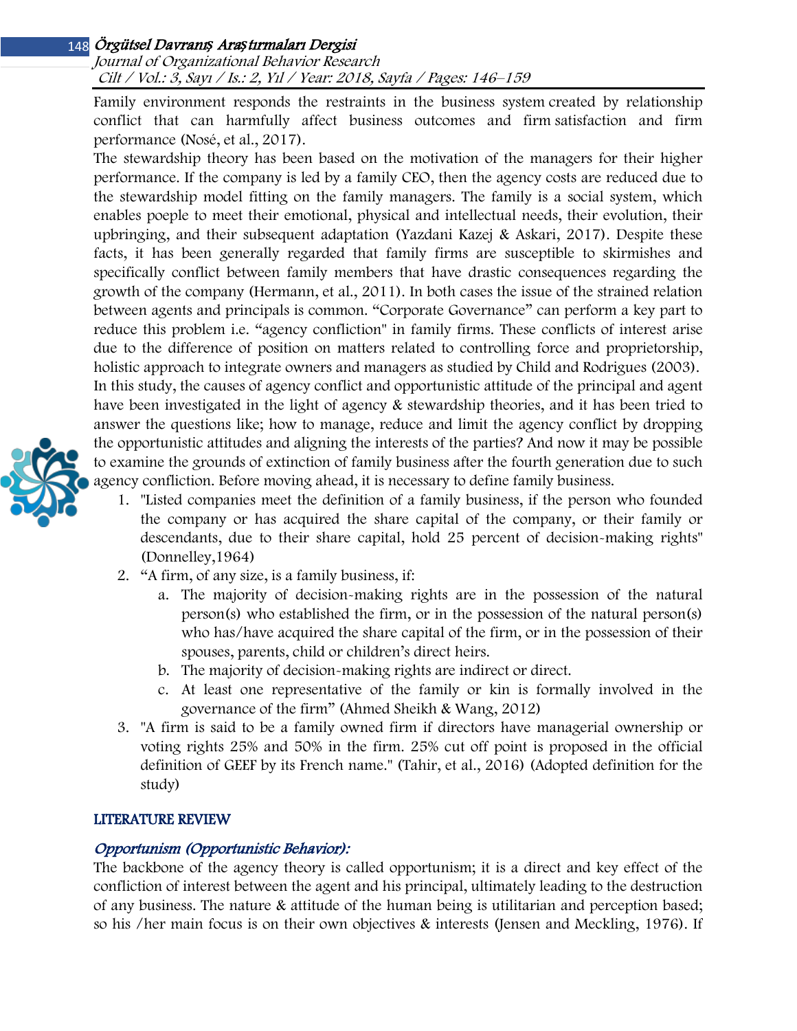Family environment responds the restraints in the business system created by relationship conflict that can harmfully affect business outcomes and firm satisfaction and firm performance (Nosé, et al., 2017).

The stewardship theory has been based on the motivation of the managers for their higher performance. If the company is led by a family CEO, then the agency costs are reduced due to the stewardship model fitting on the family managers. The family is a social system, which enables poeple to meet their emotional, physical and intellectual needs, their evolution, their upbringing, and their subsequent adaptation (Yazdani Kazej & Askari, 2017). Despite these facts, it has been generally regarded that family firms are susceptible to skirmishes and specifically conflict between family members that have drastic consequences regarding the growth of the company (Hermann, et al., 2011). In both cases the issue of the strained relation between agents and principals is common. "Corporate Governance" can perform a key part to reduce this problem i.e. "agency confliction" in family firms. These conflicts of interest arise due to the difference of position on matters related to controlling force and proprietorship, holistic approach to integrate owners and managers as studied by Child and Rodrigues (2003).

In this study, the causes of agency conflict and opportunistic attitude of the principal and agent have been investigated in the light of agency & stewardship theories, and it has been tried to answer the questions like; how to manage, reduce and limit the agency conflict by dropping the opportunistic attitudes and aligning the interests of the parties? And now it may be possible to examine the grounds of extinction of family business after the fourth generation due to such agency confliction. Before moving ahead, it is necessary to define family business.

1. "Listed companies meet the definition of a family business, if the person who founded the company or has acquired the share capital of the company, or their family or descendants, due to their share capital, hold 25 percent of decision-making rights" (Donnelley,1964)
2. "A firm, of any size, is a family business, if:
   a. The majority of decision-making rights are in the possession of the natural person(s) who established the firm, or in the possession of the natural person(s) who has/have acquired the share capital of the firm, or in the possession of their spouses, parents, child or children's direct heirs.
   b. The majority of decision-making rights are indirect or direct.
   c. At least one representative of the family or kin is formally involved in the governance of the firm" (Ahmed Sheikh & Wang, 2012)
3. "A firm is said to be a family owned firm if directors have managerial ownership or voting rights 25% and 50% in the firm. 25% cut off point is proposed in the official definition of GEEF by its French name." (Tahir, et al., 2016) (Adopted definition for the study)

## LITERATURE REVIEW

### *Opportunism (Opportunistic Behavior):*

The backbone of the agency theory is called opportunism; it is a direct and key effect of the confliction of interest between the agent and his principal, ultimately leading to the destruction of any business. The nature & attitude of the human being is utilitarian and perception based; so his /her main focus is on their own objectives & interests (Jensen and Meckling, 1976). If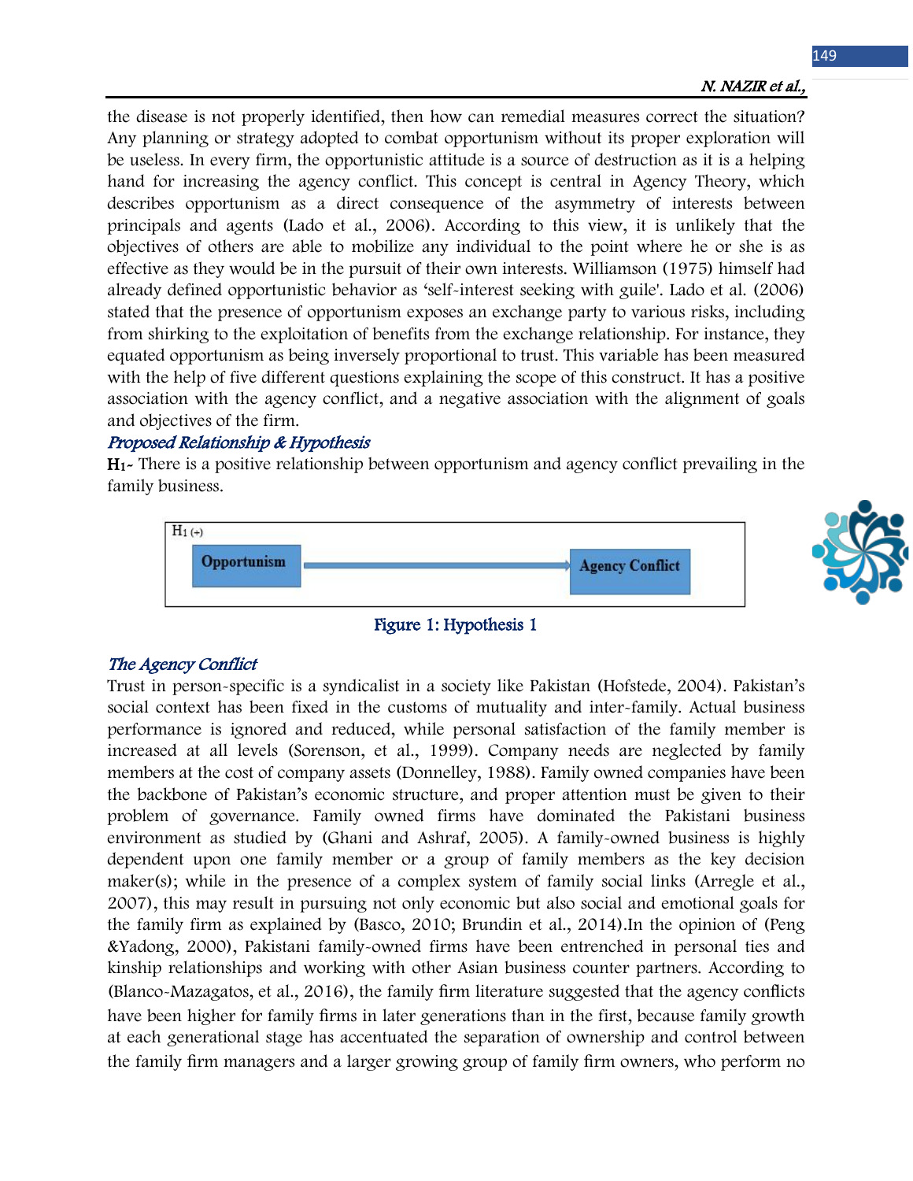the disease is not properly identified, then how can remedial measures correct the situation? Any planning or strategy adopted to combat opportunism without its proper exploration will be useless. In every firm, the opportunistic attitude is a source of destruction as it is a helping hand for increasing the agency conflict. This concept is central in Agency Theory, which describes opportunism as a direct consequence of the asymmetry of interests between principals and agents (Lado et al., 2006). According to this view, it is unlikely that the objectives of others are able to mobilize any individual to the point where he or she is as effective as they would be in the pursuit of their own interests. Williamson (1975) himself had already defined opportunistic behavior as 'self-interest seeking with guile'. Lado et al. (2006) stated that the presence of opportunism exposes an exchange party to various risks, including from shirking to the exploitation of benefits from the exchange relationship. For instance, they equated opportunism as being inversely proportional to trust. This variable has been measured with the help of five different questions explaining the scope of this construct. It has a positive association with the agency conflict, and a negative association with the alignment of goals and objectives of the firm.

### *Proposed Relationship & Hypothesis*

**$H_1$**- There is a positive relationship between opportunism and agency conflict prevailing in the family business.

$H_1$ (+)

Opportunism → Agency Conflict

Figure 1: Hypothesis 1

### *The Agency Conflict*

Trust in person-specific is a syndicalist in a society like Pakistan (Hofstede, 2004). Pakistan's social context has been fixed in the customs of mutuality and inter-family. Actual business performance is ignored and reduced, while personal satisfaction of the family member is increased at all levels (Sorenson, et al., 1999). Company needs are neglected by family members at the cost of company assets (Donnelley, 1988). Family owned companies have been the backbone of Pakistan's economic structure, and proper attention must be given to their problem of governance. Family owned firms have dominated the Pakistani business environment as studied by (Ghani and Ashraf, 2005). A family-owned business is highly dependent upon one family member or a group of family members as the key decision maker(s); while in the presence of a complex system of family social links (Arregle et al., 2007), this may result in pursuing not only economic but also social and emotional goals for the family firm as explained by (Basco, 2010; Brundin et al., 2014).In the opinion of (Peng &Yadong, 2000), Pakistani family-owned firms have been entrenched in personal ties and kinship relationships and working with other Asian business counter partners. According to (Blanco-Mazagatos, et al., 2016), the family firm literature suggested that the agency conflicts have been higher for family firms in later generations than in the first, because family growth at each generational stage has accentuated the separation of ownership and control between the family firm managers and a larger growing group of family firm owners, who perform no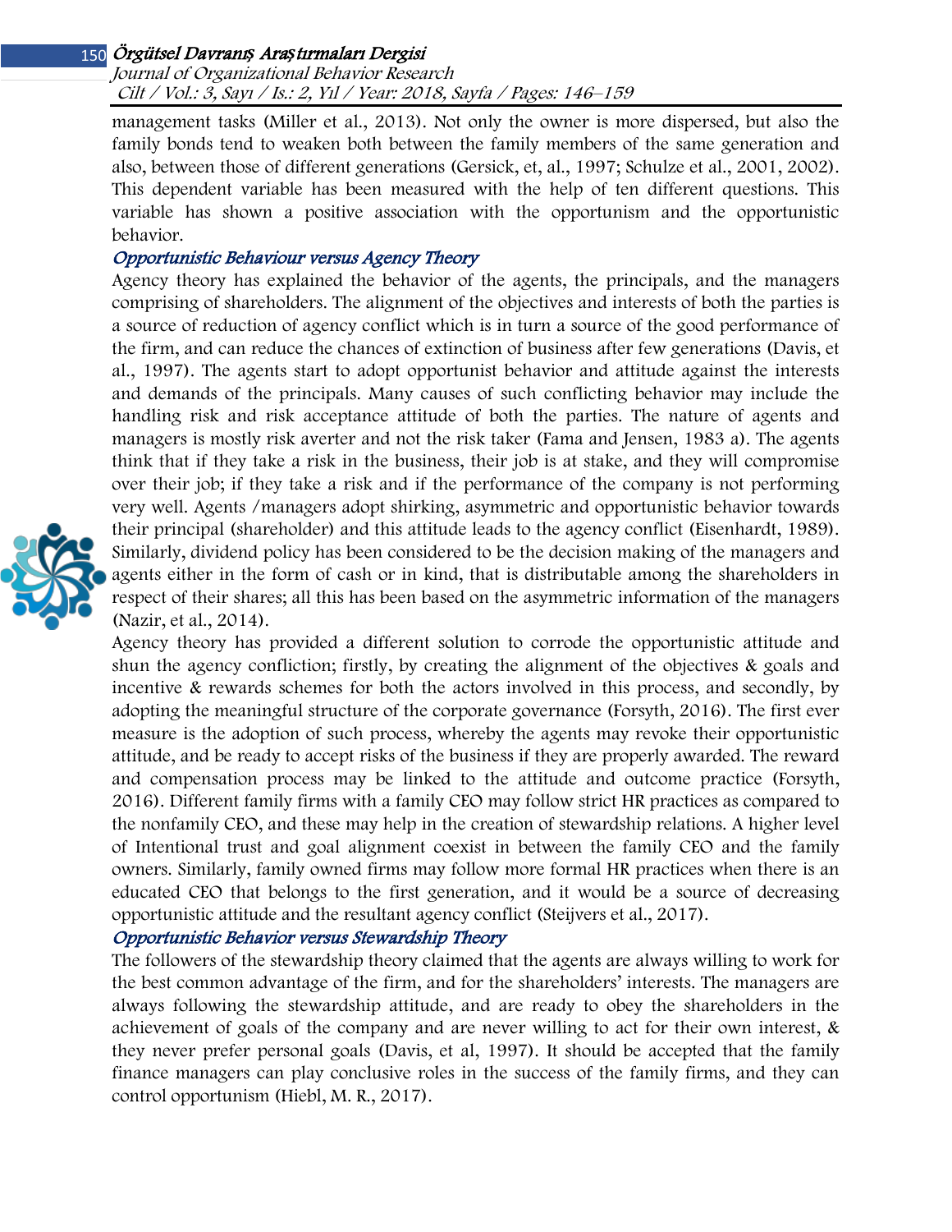management tasks (Miller et al., 2013). Not only the owner is more dispersed, but also the family bonds tend to weaken both between the family members of the same generation and also, between those of different generations (Gersick, et, al., 1997; Schulze et al., 2001, 2002). This dependent variable has been measured with the help of ten different questions. This variable has shown a positive association with the opportunism and the opportunistic behavior.

### *Opportunistic Behaviour versus Agency Theory*

Agency theory has explained the behavior of the agents, the principals, and the managers comprising of shareholders. The alignment of the objectives and interests of both the parties is a source of reduction of agency conflict which is in turn a source of the good performance of the firm, and can reduce the chances of extinction of business after few generations (Davis, et al., 1997). The agents start to adopt opportunist behavior and attitude against the interests and demands of the principals. Many causes of such conflicting behavior may include the handling risk and risk acceptance attitude of both the parties. The nature of agents and managers is mostly risk averter and not the risk taker (Fama and Jensen, 1983 a). The agents think that if they take a risk in the business, their job is at stake, and they will compromise over their job; if they take a risk and if the performance of the company is not performing very well. Agents /managers adopt shirking, asymmetric and opportunistic behavior towards their principal (shareholder) and this attitude leads to the agency conflict (Eisenhardt, 1989). Similarly, dividend policy has been considered to be the decision making of the managers and agents either in the form of cash or in kind, that is distributable among the shareholders in respect of their shares; all this has been based on the asymmetric information of the managers (Nazir, et al., 2014).

Agency theory has provided a different solution to corrode the opportunistic attitude and shun the agency confliction; firstly, by creating the alignment of the objectives & goals and incentive & rewards schemes for both the actors involved in this process, and secondly, by adopting the meaningful structure of the corporate governance (Forsyth, 2016). The first ever measure is the adoption of such process, whereby the agents may revoke their opportunistic attitude, and be ready to accept risks of the business if they are properly awarded. The reward and compensation process may be linked to the attitude and outcome practice (Forsyth, 2016). Different family firms with a family CEO may follow strict HR practices as compared to the nonfamily CEO, and these may help in the creation of stewardship relations. A higher level of Intentional trust and goal alignment coexist in between the family CEO and the family owners. Similarly, family owned firms may follow more formal HR practices when there is an educated CEO that belongs to the first generation, and it would be a source of decreasing opportunistic attitude and the resultant agency conflict (Steijvers et al., 2017).

### *Opportunistic Behavior versus Stewardship Theory*

The followers of the stewardship theory claimed that the agents are always willing to work for the best common advantage of the firm, and for the shareholders' interests. The managers are always following the stewardship attitude, and are ready to obey the shareholders in the achievement of goals of the company and are never willing to act for their own interest, & they never prefer personal goals (Davis, et al, 1997). It should be accepted that the family finance managers can play conclusive roles in the success of the family firms, and they can control opportunism (Hiebl, M. R., 2017).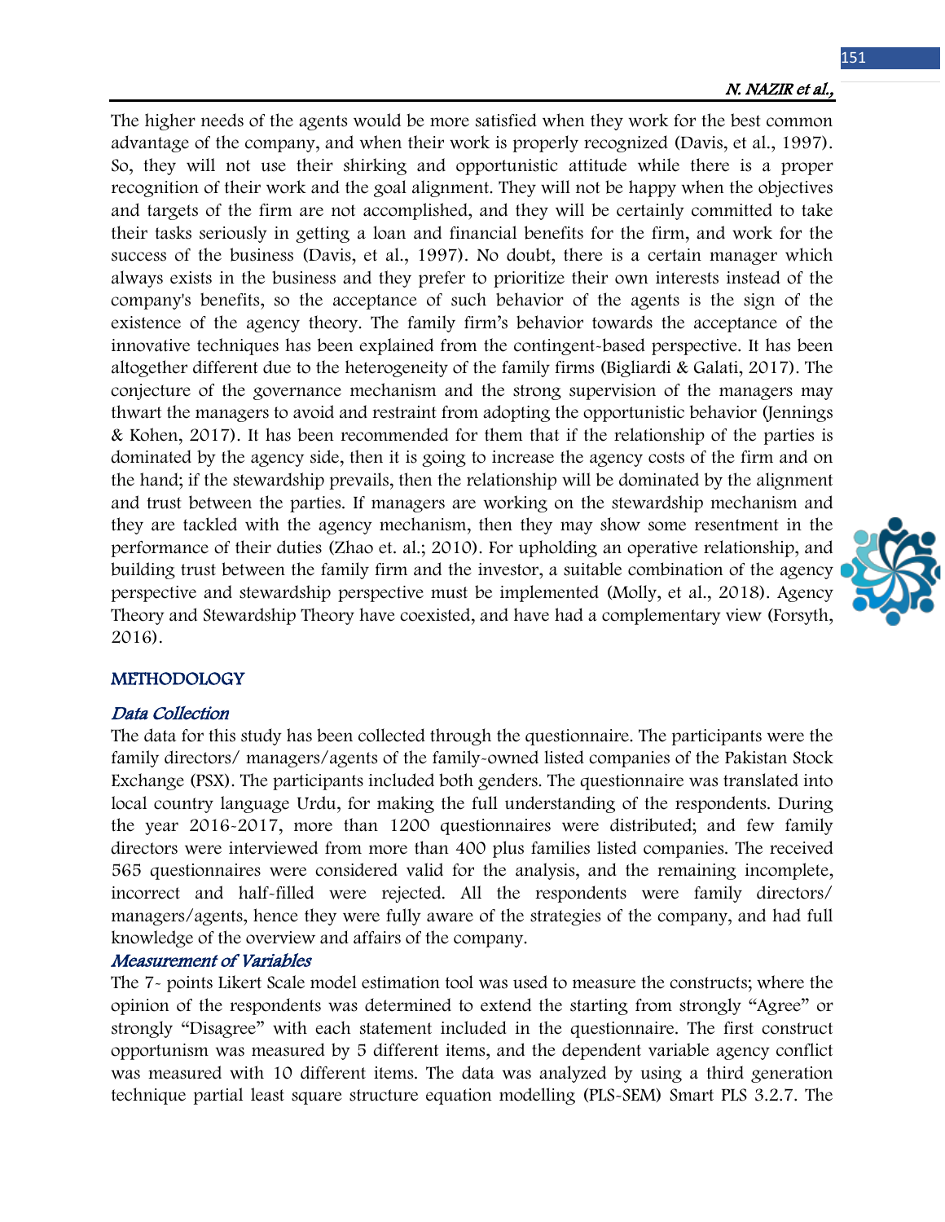The higher needs of the agents would be more satisfied when they work for the best common advantage of the company, and when their work is properly recognized (Davis, et al., 1997). So, they will not use their shirking and opportunistic attitude while there is a proper recognition of their work and the goal alignment. They will not be happy when the objectives and targets of the firm are not accomplished, and they will be certainly committed to take their tasks seriously in getting a loan and financial benefits for the firm, and work for the success of the business (Davis, et al., 1997). No doubt, there is a certain manager which always exists in the business and they prefer to prioritize their own interests instead of the company's benefits, so the acceptance of such behavior of the agents is the sign of the existence of the agency theory. The family firm's behavior towards the acceptance of the innovative techniques has been explained from the contingent-based perspective. It has been altogether different due to the heterogeneity of the family firms (Bigliardi & Galati, 2017). The conjecture of the governance mechanism and the strong supervision of the managers may thwart the managers to avoid and restraint from adopting the opportunistic behavior (Jennings & Kohen, 2017). It has been recommended for them that if the relationship of the parties is dominated by the agency side, then it is going to increase the agency costs of the firm and on the hand; if the stewardship prevails, then the relationship will be dominated by the alignment and trust between the parties. If managers are working on the stewardship mechanism and they are tackled with the agency mechanism, then they may show some resentment in the performance of their duties (Zhao et. al.; 2010). For upholding an operative relationship, and building trust between the family firm and the investor, a suitable combination of the agency perspective and stewardship perspective must be implemented (Molly, et al., 2018). Agency Theory and Stewardship Theory have coexisted, and have had a complementary view (Forsyth, 2016).

## METHODOLOGY

### *Data Collection*

The data for this study has been collected through the questionnaire. The participants were the family directors/ managers/agents of the family-owned listed companies of the Pakistan Stock Exchange (PSX). The participants included both genders. The questionnaire was translated into local country language Urdu, for making the full understanding of the respondents. During the year 2016-2017, more than 1200 questionnaires were distributed; and few family directors were interviewed from more than 400 plus families listed companies. The received 565 questionnaires were considered valid for the analysis, and the remaining incomplete, incorrect and half-filled were rejected. All the respondents were family directors/ managers/agents, hence they were fully aware of the strategies of the company, and had full knowledge of the overview and affairs of the company.

### *Measurement of Variables*

The 7- points Likert Scale model estimation tool was used to measure the constructs; where the opinion of the respondents was determined to extend the starting from strongly "Agree" or strongly "Disagree" with each statement included in the questionnaire. The first construct opportunism was measured by 5 different items, and the dependent variable agency conflict was measured with 10 different items. The data was analyzed by using a third generation technique partial least square structure equation modelling (PLS-SEM) Smart PLS 3.2.7. The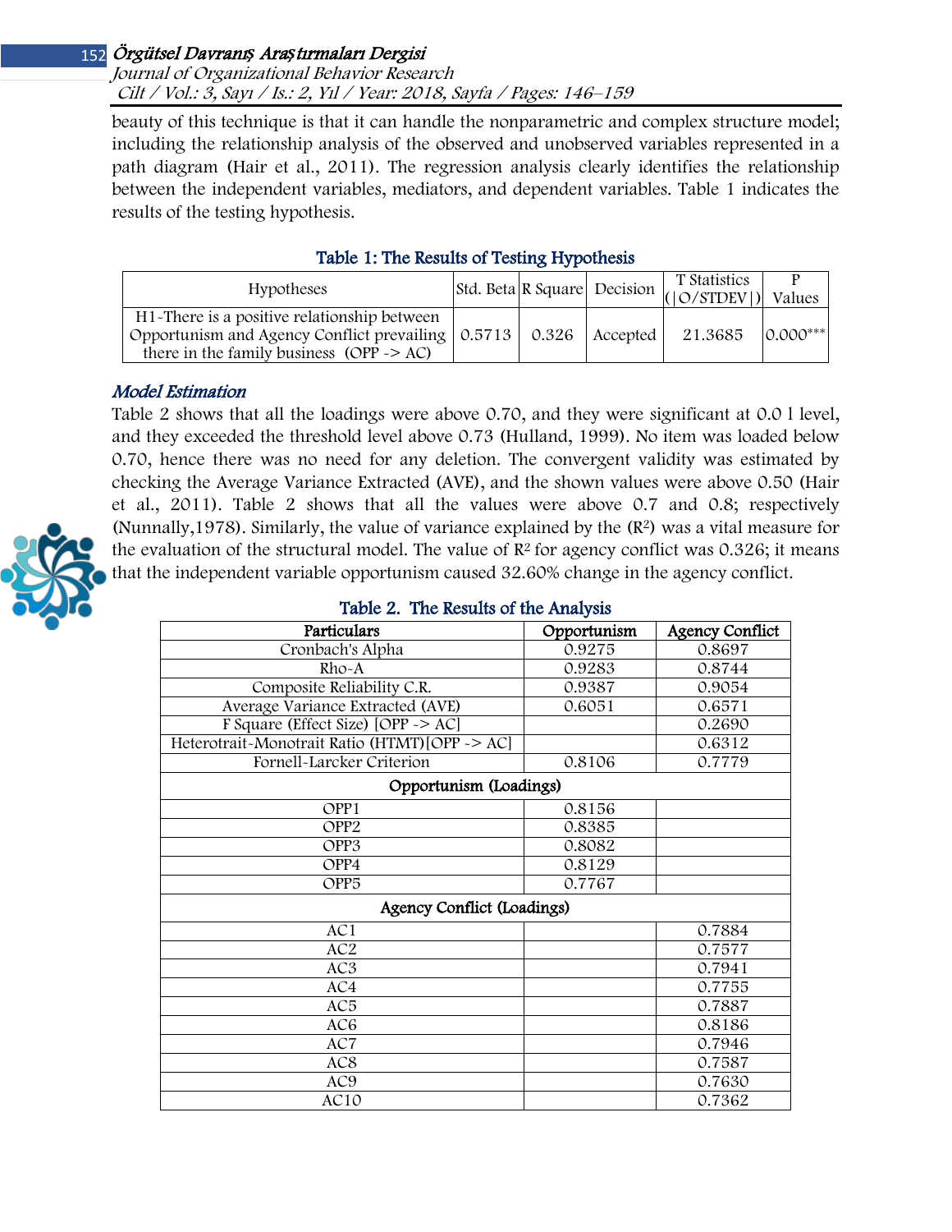beauty of this technique is that it can handle the nonparametric and complex structure model; including the relationship analysis of the observed and unobserved variables represented in a path diagram (Hair et al., 2011). The regression analysis clearly identifies the relationship between the independent variables, mediators, and dependent variables. Table 1 indicates the results of the testing hypothesis.

**Table 1: The Results of Testing Hypothesis**

| Hypotheses | Std. Beta | R Square | Decision | T Statistics (\|O/STDEV\|) | P Values |
|---|---|---|---|---|---|
| H1-There is a positive relationship between Opportunism and Agency Conflict prevailing there in the family business (OPP -> AC) | 0.5713 | 0.326 | Accepted | 21.3685 | 0.000*** |

### *Model Estimation*

Table 2 shows that all the loadings were above 0.70, and they were significant at 0.0 l level, and they exceeded the threshold level above 0.73 (Hulland, 1999). No item was loaded below 0.70, hence there was no need for any deletion. The convergent validity was estimated by checking the Average Variance Extracted (AVE), and the shown values were above 0.50 (Hair et al., 2011). Table 2 shows that all the values were above 0.7 and 0.8; respectively (Nunnally,1978). Similarly, the value of variance explained by the ($R^2$) was a vital measure for the evaluation of the structural model. The value of $R^2$ for agency conflict was 0.326; it means that the independent variable opportunism caused 32.60% change in the agency conflict.

**Table 2. The Results of the Analysis**

| Particulars | Opportunism | Agency Conflict |
|---|---|---|
| Cronbach's Alpha | 0.9275 | 0.8697 |
| Rho-A | 0.9283 | 0.8744 |
| Composite Reliability C.R. | 0.9387 | 0.9054 |
| Average Variance Extracted (AVE) | 0.6051 | 0.6571 |
| F Square (Effect Size) [OPP -> AC] | | 0.2690 |
| Heterotrait-Monotrait Ratio (HTMT)[OPP -> AC] | | 0.6312 |
| Fornell-Larcker Criterion | 0.8106 | 0.7779 |
| **Opportunism (Loadings)** | | |
| OPP1 | 0.8156 | |
| OPP2 | 0.8385 | |
| OPP3 | 0.8082 | |
| OPP4 | 0.8129 | |
| OPP5 | 0.7767 | |
| **Agency Conflict (Loadings)** | | |
| AC1 | | 0.7884 |
| AC2 | | 0.7577 |
| AC3 | | 0.7941 |
| AC4 | | 0.7755 |
| AC5 | | 0.7887 |
| AC6 | | 0.8186 |
| AC7 | | 0.7946 |
| AC8 | | 0.7587 |
| AC9 | | 0.7630 |
| AC10 | | 0.7362 |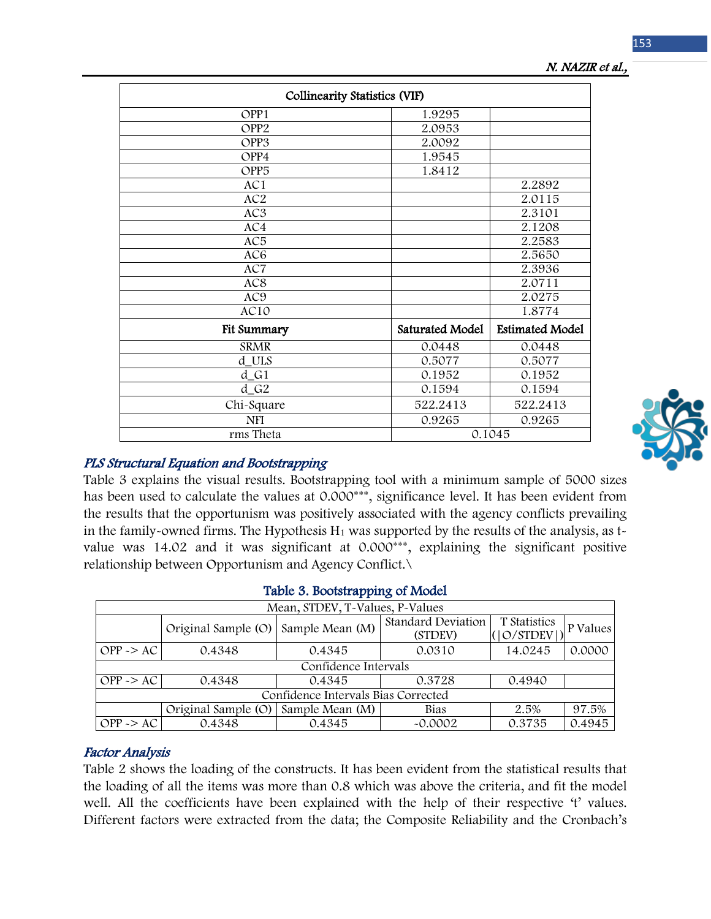| Collinearity Statistics (VIF) | | |
|---|---|---|
| OPP1 | 1.9295 | |
| OPP2 | 2.0953 | |
| OPP3 | 2.0092 | |
| OPP4 | 1.9545 | |
| OPP5 | 1.8412 | |
| AC1 | | 2.2892 |
| AC2 | | 2.0115 |
| AC3 | | 2.3101 |
| AC4 | | 2.1208 |
| AC5 | | 2.2583 |
| AC6 | | 2.5650 |
| AC7 | | 2.3936 |
| AC8 | | 2.0711 |
| AC9 | | 2.0275 |
| AC10 | | 1.8774 |
| **Fit Summary** | **Saturated Model** | **Estimated Model** |
| SRMR | 0.0448 | 0.0448 |
| d_ULS | 0.5077 | 0.5077 |
| d_G1 | 0.1952 | 0.1952 |
| d_G2 | 0.1594 | 0.1594 |
| Chi-Square | 522.2413 | 522.2413 |
| NFI | 0.9265 | 0.9265 |
| rms Theta | 0.1045 | |

### *PLS Structural Equation and Bootstrapping*

Table 3 explains the visual results. Bootstrapping tool with a minimum sample of 5000 sizes has been used to calculate the values at 0.000***, significance level. It has been evident from the results that the opportunism was positively associated with the agency conflicts prevailing in the family-owned firms. The Hypothesis $H_1$ was supported by the results of the analysis, as t-value was 14.02 and it was significant at 0.000***, explaining the significant positive relationship between Opportunism and Agency Conflict.\

**Table 3. Bootstrapping of Model**

| Mean, STDEV, T-Values, P-Values | | | | | |
|---|---|---|---|---|---|
| | Original Sample (O) | Sample Mean (M) | Standard Deviation (STDEV) | T Statistics (\|O/STDEV\|) | P Values |
| OPP -> AC | 0.4348 | 0.4345 | 0.0310 | 14.0245 | 0.0000 |
| Confidence Intervals | | | | | |
| OPP -> AC | 0.4348 | 0.4345 | 0.3728 | 0.4940 | |
| Confidence Intervals Bias Corrected | | | | | |
| | Original Sample (O) | Sample Mean (M) | Bias | 2.5% | 97.5% |
| OPP -> AC | 0.4348 | 0.4345 | -0.0002 | 0.3735 | 0.4945 |

### *Factor Analysis*

Table 2 shows the loading of the constructs. It has been evident from the statistical results that the loading of all the items was more than 0.8 which was above the criteria, and fit the model well. All the coefficients have been explained with the help of their respective 't' values. Different factors were extracted from the data; the Composite Reliability and the Cronbach's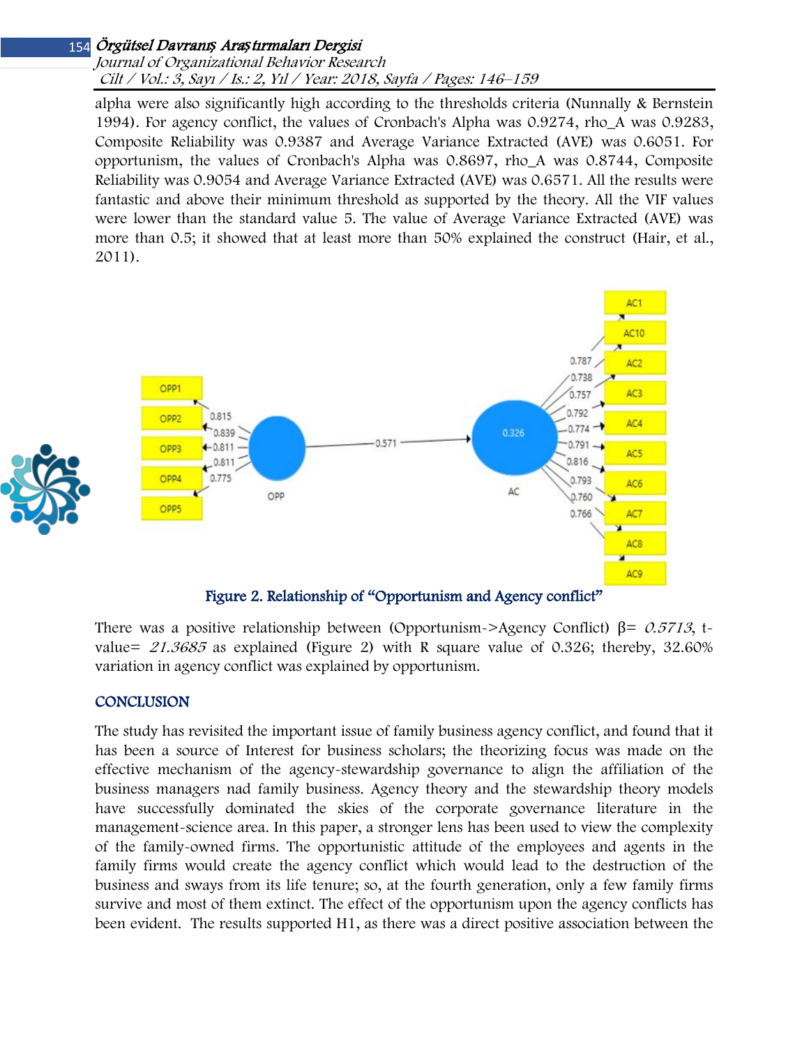alpha were also significantly high according to the thresholds criteria (Nunnally & Bernstein 1994). For agency conflict, the values of Cronbach's Alpha was 0.9274, rho_A was 0.9283, Composite Reliability was 0.9387 and Average Variance Extracted (AVE) was 0.6051. For opportunism, the values of Cronbach's Alpha was 0.8697, rho_A was 0.8744, Composite Reliability was 0.9054 and Average Variance Extracted (AVE) was 0.6571. All the results were fantastic and above their minimum threshold as supported by the theory. All the VIF values were lower than the standard value 5. The value of Average Variance Extracted (AVE) was more than 0.5; it showed that at least more than 50% explained the construct (Hair, et al., 2011).

**Figure 2. Relationship of "Opportunism and Agency conflict"**

There was a positive relationship between (Opportunism->Agency Conflict) β= *0.5713*, t-value= *21.3685* as explained (Figure 2) with R square value of 0.326; thereby, 32.60% variation in agency conflict was explained by opportunism.

## CONCLUSION

The study has revisited the important issue of family business agency conflict, and found that it has been a source of Interest for business scholars; the theorizing focus was made on the effective mechanism of the agency-stewardship governance to align the affiliation of the business managers nad family business. Agency theory and the stewardship theory models have successfully dominated the skies of the corporate governance literature in the management-science area. In this paper, a stronger lens has been used to view the complexity of the family-owned firms. The opportunistic attitude of the employees and agents in the family firms would create the agency conflict which would lead to the destruction of the business and sways from its life tenure; so, at the fourth generation, only a few family firms survive and most of them extinct. The effect of the opportunism upon the agency conflicts has been evident. The results supported H1, as there was a direct positive association between the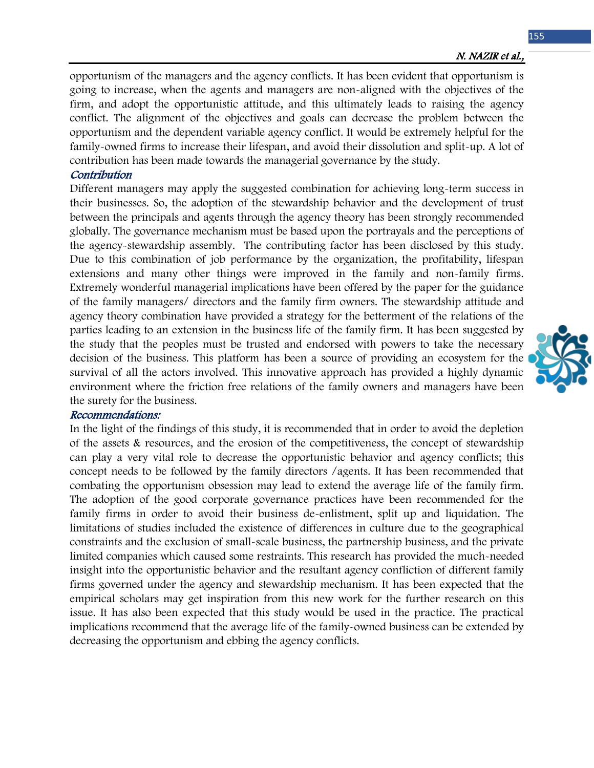opportunism of the managers and the agency conflicts. It has been evident that opportunism is going to increase, when the agents and managers are non-aligned with the objectives of the firm, and adopt the opportunistic attitude, and this ultimately leads to raising the agency conflict. The alignment of the objectives and goals can decrease the problem between the opportunism and the dependent variable agency conflict. It would be extremely helpful for the family-owned firms to increase their lifespan, and avoid their dissolution and split-up. A lot of contribution has been made towards the managerial governance by the study.

### *Contribution*

Different managers may apply the suggested combination for achieving long-term success in their businesses. So, the adoption of the stewardship behavior and the development of trust between the principals and agents through the agency theory has been strongly recommended globally. The governance mechanism must be based upon the portrayals and the perceptions of the agency-stewardship assembly. The contributing factor has been disclosed by this study. Due to this combination of job performance by the organization, the profitability, lifespan extensions and many other things were improved in the family and non-family firms. Extremely wonderful managerial implications have been offered by the paper for the guidance of the family managers/ directors and the family firm owners. The stewardship attitude and agency theory combination have provided a strategy for the betterment of the relations of the parties leading to an extension in the business life of the family firm. It has been suggested by the study that the peoples must be trusted and endorsed with powers to take the necessary decision of the business. This platform has been a source of providing an ecosystem for the survival of all the actors involved. This innovative approach has provided a highly dynamic environment where the friction free relations of the family owners and managers have been the surety for the business.

### *Recommendations:*

In the light of the findings of this study, it is recommended that in order to avoid the depletion of the assets & resources, and the erosion of the competitiveness, the concept of stewardship can play a very vital role to decrease the opportunistic behavior and agency conflicts; this concept needs to be followed by the family directors /agents. It has been recommended that combating the opportunism obsession may lead to extend the average life of the family firm. The adoption of the good corporate governance practices have been recommended for the family firms in order to avoid their business de-enlistment, split up and liquidation. The limitations of studies included the existence of differences in culture due to the geographical constraints and the exclusion of small-scale business, the partnership business, and the private limited companies which caused some restraints. This research has provided the much-needed insight into the opportunistic behavior and the resultant agency confliction of different family firms governed under the agency and stewardship mechanism. It has been expected that the empirical scholars may get inspiration from this new work for the further research on this issue. It has also been expected that this study would be used in the practice. The practical implications recommend that the average life of the family-owned business can be extended by decreasing the opportunism and ebbing the agency conflicts.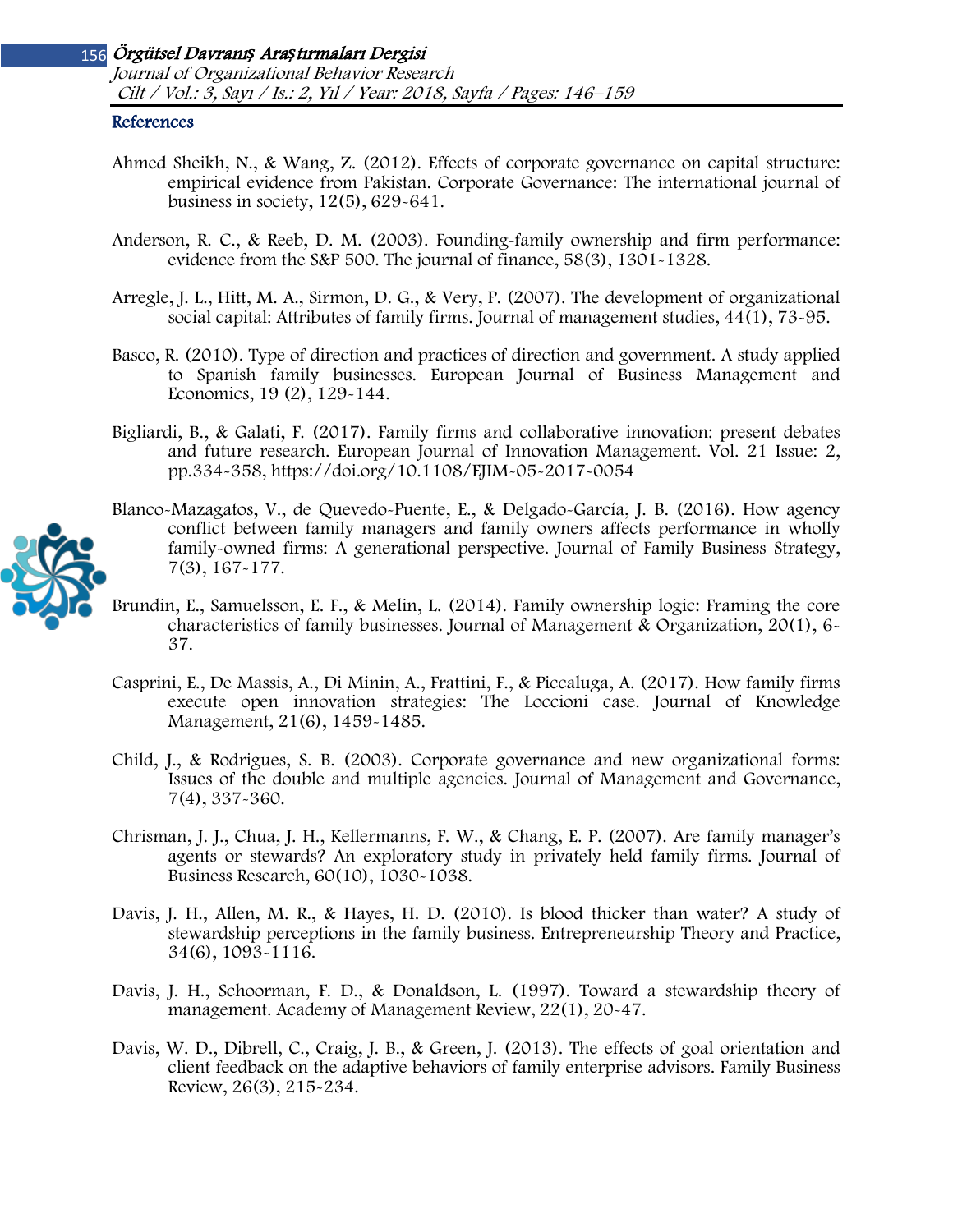## References

Ahmed Sheikh, N., & Wang, Z. (2012). Effects of corporate governance on capital structure: empirical evidence from Pakistan. Corporate Governance: The international journal of business in society, 12(5), 629-641.

Anderson, R. C., & Reeb, D. M. (2003). Founding‐family ownership and firm performance: evidence from the S&P 500. The journal of finance, 58(3), 1301-1328.

Arregle, J. L., Hitt, M. A., Sirmon, D. G., & Very, P. (2007). The development of organizational social capital: Attributes of family firms. Journal of management studies, 44(1), 73-95.

Basco, R. (2010). Type of direction and practices of direction and government. A study applied to Spanish family businesses. European Journal of Business Management and Economics, 19 (2), 129-144.

Bigliardi, B., & Galati, F. (2017). Family firms and collaborative innovation: present debates and future research. European Journal of Innovation Management. Vol. 21 Issue: 2, pp.334-358, https://doi.org/10.1108/EJIM-05-2017-0054

Blanco-Mazagatos, V., de Quevedo-Puente, E., & Delgado-García, J. B. (2016). How agency conflict between family managers and family owners affects performance in wholly family-owned firms: A generational perspective. Journal of Family Business Strategy, 7(3), 167-177.

Brundin, E., Samuelsson, E. F., & Melin, L. (2014). Family ownership logic: Framing the core characteristics of family businesses. Journal of Management & Organization, 20(1), 6-37.

Casprini, E., De Massis, A., Di Minin, A., Frattini, F., & Piccaluga, A. (2017). How family firms execute open innovation strategies: The Loccioni case. Journal of Knowledge Management, 21(6), 1459-1485.

Child, J., & Rodrigues, S. B. (2003). Corporate governance and new organizational forms: Issues of the double and multiple agencies. Journal of Management and Governance, 7(4), 337-360.

Chrisman, J. J., Chua, J. H., Kellermanns, F. W., & Chang, E. P. (2007). Are family manager's agents or stewards? An exploratory study in privately held family firms. Journal of Business Research, 60(10), 1030-1038.

Davis, J. H., Allen, M. R., & Hayes, H. D. (2010). Is blood thicker than water? A study of stewardship perceptions in the family business. Entrepreneurship Theory and Practice, 34(6), 1093-1116.

Davis, J. H., Schoorman, F. D., & Donaldson, L. (1997). Toward a stewardship theory of management. Academy of Management Review, 22(1), 20-47.

Davis, W. D., Dibrell, C., Craig, J. B., & Green, J. (2013). The effects of goal orientation and client feedback on the adaptive behaviors of family enterprise advisors. Family Business Review, 26(3), 215-234.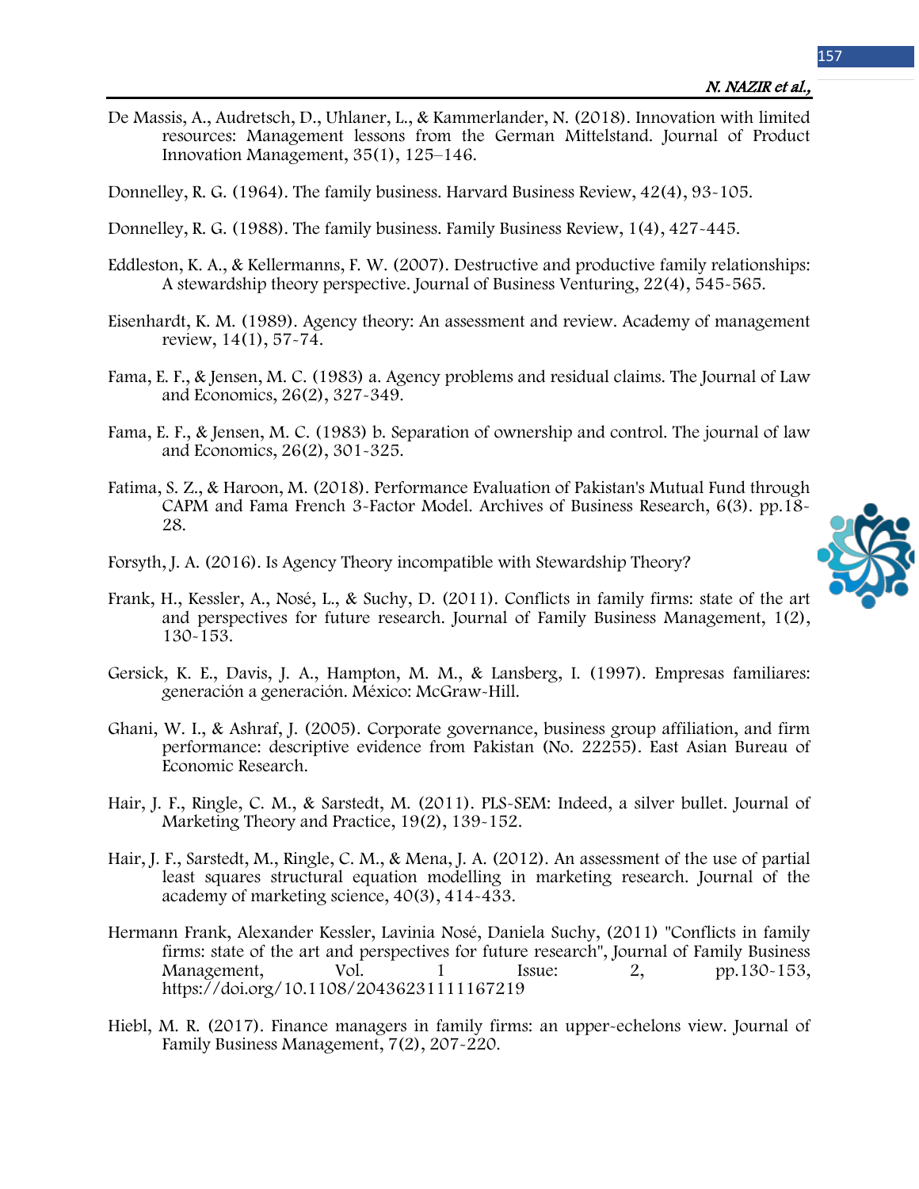De Massis, A., Audretsch, D., Uhlaner, L., & Kammerlander, N. (2018). Innovation with limited resources: Management lessons from the German Mittelstand. Journal of Product Innovation Management, 35(1), 125–146.

Donnelley, R. G. (1964). The family business. Harvard Business Review, 42(4), 93-105.

Donnelley, R. G. (1988). The family business. Family Business Review, 1(4), 427-445.

Eddleston, K. A., & Kellermanns, F. W. (2007). Destructive and productive family relationships: A stewardship theory perspective. Journal of Business Venturing, 22(4), 545-565.

Eisenhardt, K. M. (1989). Agency theory: An assessment and review. Academy of management review, 14(1), 57-74.

Fama, E. F., & Jensen, M. C. (1983) a. Agency problems and residual claims. The Journal of Law and Economics, 26(2), 327-349.

Fama, E. F., & Jensen, M. C. (1983) b. Separation of ownership and control. The journal of law and Economics, 26(2), 301-325.

Fatima, S. Z., & Haroon, M. (2018). Performance Evaluation of Pakistan's Mutual Fund through CAPM and Fama French 3-Factor Model. Archives of Business Research, 6(3). pp.18-28.

Forsyth, J. A. (2016). Is Agency Theory incompatible with Stewardship Theory?

Frank, H., Kessler, A., Nosé, L., & Suchy, D. (2011). Conflicts in family firms: state of the art and perspectives for future research. Journal of Family Business Management, 1(2), 130-153.

Gersick, K. E., Davis, J. A., Hampton, M. M., & Lansberg, I. (1997). Empresas familiares: generación a generación. México: McGraw-Hill.

Ghani, W. I., & Ashraf, J. (2005). Corporate governance, business group affiliation, and firm performance: descriptive evidence from Pakistan (No. 22255). East Asian Bureau of Economic Research.

Hair, J. F., Ringle, C. M., & Sarstedt, M. (2011). PLS-SEM: Indeed, a silver bullet. Journal of Marketing Theory and Practice, 19(2), 139-152.

Hair, J. F., Sarstedt, M., Ringle, C. M., & Mena, J. A. (2012). An assessment of the use of partial least squares structural equation modelling in marketing research. Journal of the academy of marketing science, 40(3), 414-433.

Hermann Frank, Alexander Kessler, Lavinia Nosé, Daniela Suchy, (2011) "Conflicts in family firms: state of the art and perspectives for future research", Journal of Family Business Management, Vol. 1 Issue: 2, pp.130-153, https://doi.org/10.1108/20436231111167219

Hiebl, M. R. (2017). Finance managers in family firms: an upper-echelons view. Journal of Family Business Management, 7(2), 207-220.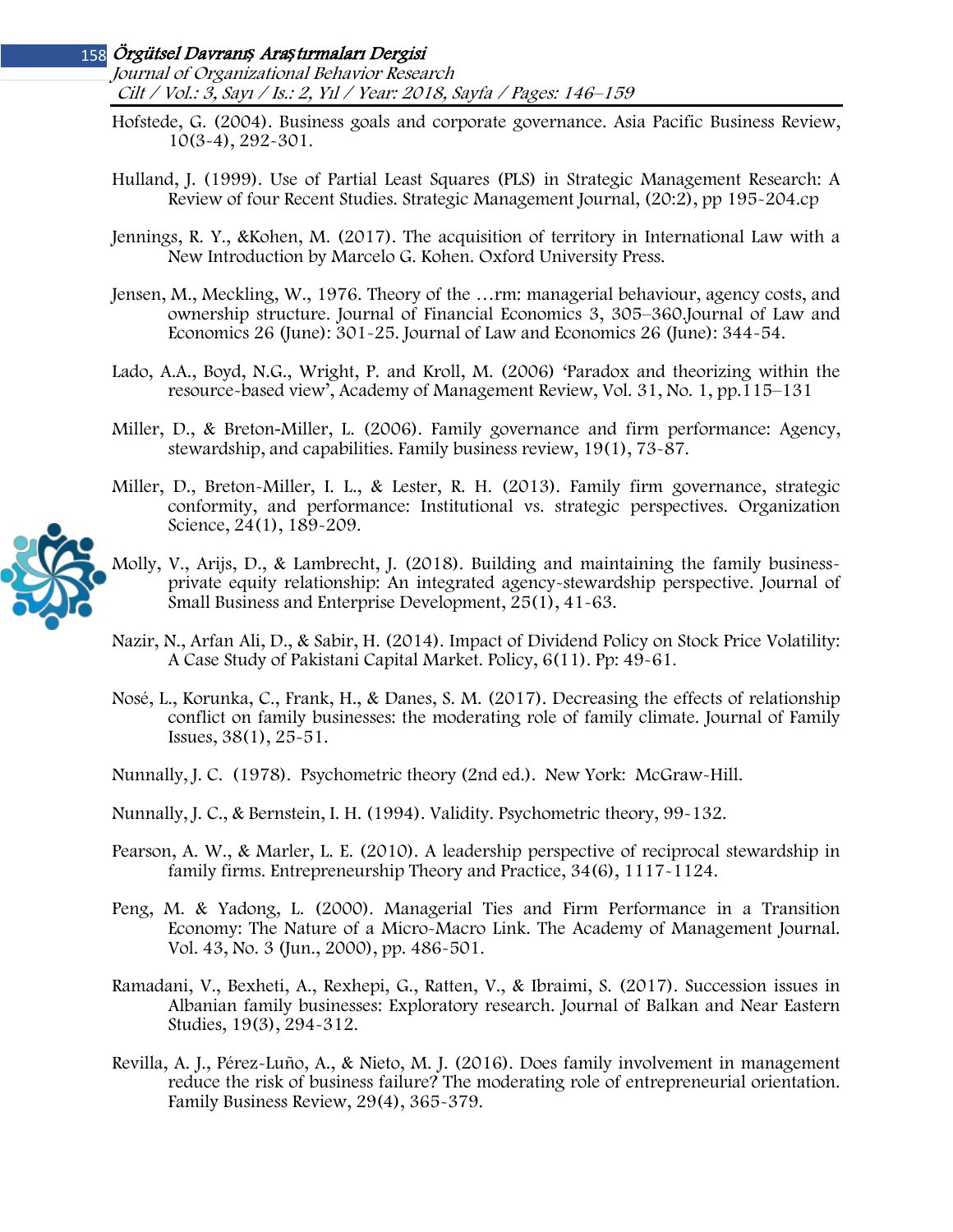Hofstede, G. (2004). Business goals and corporate governance. Asia Pacific Business Review, 10(3-4), 292-301.

Hulland, J. (1999). Use of Partial Least Squares (PLS) in Strategic Management Research: A Review of four Recent Studies. Strategic Management Journal, (20:2), pp 195-204.cp

Jennings, R. Y., &Kohen, M. (2017). The acquisition of territory in International Law with a New Introduction by Marcelo G. Kohen. Oxford University Press.

Jensen, M., Meckling, W., 1976. Theory of the …rm: managerial behaviour, agency costs, and ownership structure. Journal of Financial Economics 3, 305–360.Journal of Law and Economics 26 (June): 301-25. Journal of Law and Economics 26 (June): 344-54.

Lado, A.A., Boyd, N.G., Wright, P. and Kroll, M. (2006) 'Paradox and theorizing within the resource-based view', Academy of Management Review, Vol. 31, No. 1, pp.115–131

Miller, D., & Breton-Miller, L. (2006). Family governance and firm performance: Agency, stewardship, and capabilities. Family business review, 19(1), 73-87.

Miller, D., Breton-Miller, I. L., & Lester, R. H. (2013). Family firm governance, strategic conformity, and performance: Institutional vs. strategic perspectives. Organization Science, 24(1), 189-209.

Molly, V., Arijs, D., & Lambrecht, J. (2018). Building and maintaining the family business-private equity relationship: An integrated agency-stewardship perspective. Journal of Small Business and Enterprise Development, 25(1), 41-63.

Nazir, N., Arfan Ali, D., & Sabir, H. (2014). Impact of Dividend Policy on Stock Price Volatility: A Case Study of Pakistani Capital Market. Policy, 6(11). Pp: 49-61.

Nosé, L., Korunka, C., Frank, H., & Danes, S. M. (2017). Decreasing the effects of relationship conflict on family businesses: the moderating role of family climate. Journal of Family Issues, 38(1), 25-51.

Nunnally, J. C. (1978). Psychometric theory (2nd ed.). New York: McGraw-Hill.

Nunnally, J. C., & Bernstein, I. H. (1994). Validity. Psychometric theory, 99-132.

Pearson, A. W., & Marler, L. E. (2010). A leadership perspective of reciprocal stewardship in family firms. Entrepreneurship Theory and Practice, 34(6), 1117-1124.

Peng, M. & Yadong, L. (2000). Managerial Ties and Firm Performance in a Transition Economy: The Nature of a Micro-Macro Link. The Academy of Management Journal. Vol. 43, No. 3 (Jun., 2000), pp. 486-501.

Ramadani, V., Bexheti, A., Rexhepi, G., Ratten, V., & Ibraimi, S. (2017). Succession issues in Albanian family businesses: Exploratory research. Journal of Balkan and Near Eastern Studies, 19(3), 294-312.

Revilla, A. J., Pérez-Luño, A., & Nieto, M. J. (2016). Does family involvement in management reduce the risk of business failure? The moderating role of entrepreneurial orientation. Family Business Review, 29(4), 365-379.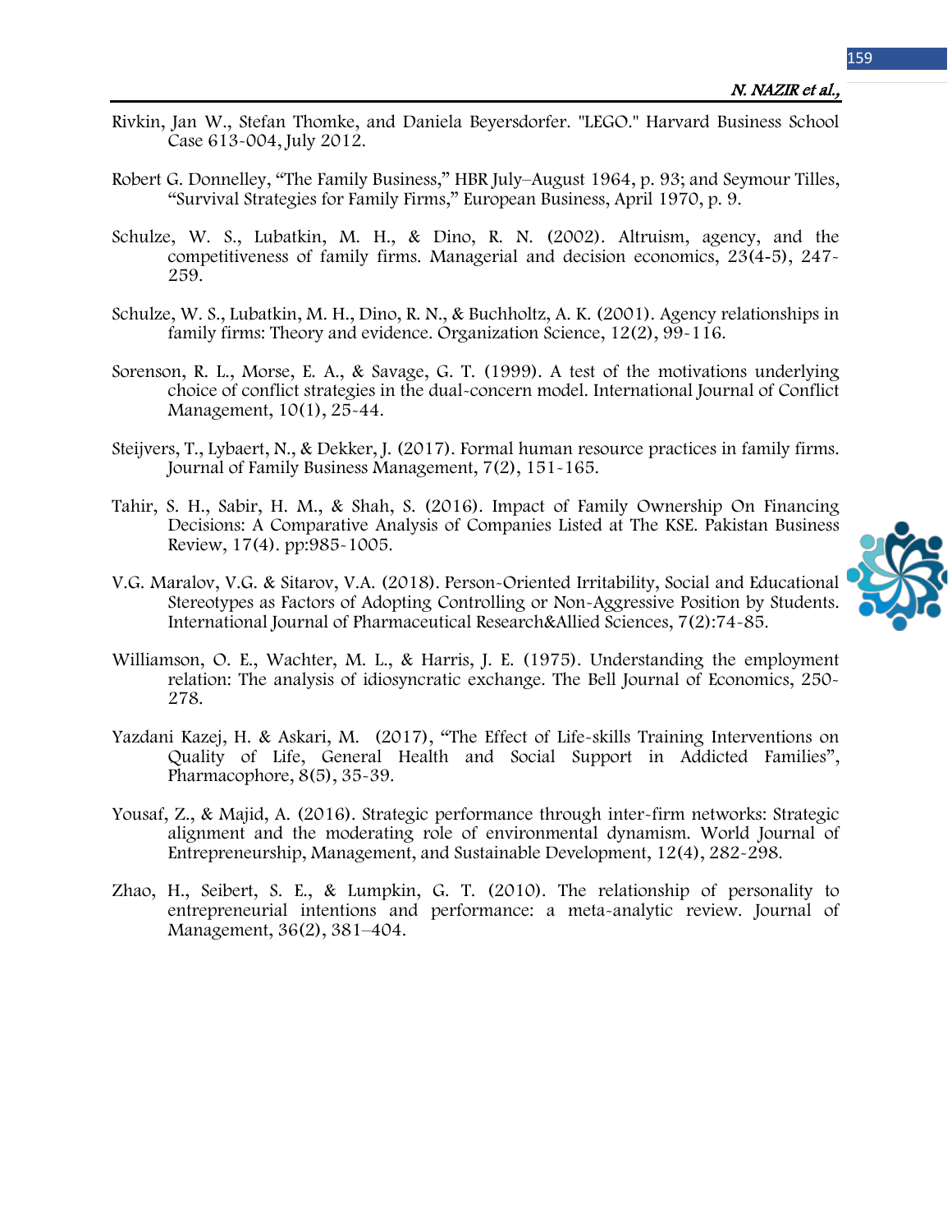Rivkin, Jan W., Stefan Thomke, and Daniela Beyersdorfer. "LEGO." Harvard Business School Case 613-004, July 2012.

Robert G. Donnelley, "The Family Business," HBR July–August 1964, p. 93; and Seymour Tilles, "Survival Strategies for Family Firms," European Business, April 1970, p. 9.

Schulze, W. S., Lubatkin, M. H., & Dino, R. N. (2002). Altruism, agency, and the competitiveness of family firms. Managerial and decision economics, 23(4-5), 247-259.

Schulze, W. S., Lubatkin, M. H., Dino, R. N., & Buchholtz, A. K. (2001). Agency relationships in family firms: Theory and evidence. Organization Science, 12(2), 99-116.

Sorenson, R. L., Morse, E. A., & Savage, G. T. (1999). A test of the motivations underlying choice of conflict strategies in the dual-concern model. International Journal of Conflict Management, 10(1), 25-44.

Steijvers, T., Lybaert, N., & Dekker, J. (2017). Formal human resource practices in family firms. Journal of Family Business Management, 7(2), 151-165.

Tahir, S. H., Sabir, H. M., & Shah, S. (2016). Impact of Family Ownership On Financing Decisions: A Comparative Analysis of Companies Listed at The KSE. Pakistan Business Review, 17(4). pp:985-1005.

V.G. Maralov, V.G. & Sitarov, V.A. (2018). Person-Oriented Irritability, Social and Educational Stereotypes as Factors of Adopting Controlling or Non-Aggressive Position by Students. International Journal of Pharmaceutical Research&Allied Sciences, 7(2):74-85.

Williamson, O. E., Wachter, M. L., & Harris, J. E. (1975). Understanding the employment relation: The analysis of idiosyncratic exchange. The Bell Journal of Economics, 250-278.

Yazdani Kazej, H. & Askari, M. (2017), "The Effect of Life-skills Training Interventions on Quality of Life, General Health and Social Support in Addicted Families", Pharmacophore, 8(5), 35-39.

Yousaf, Z., & Majid, A. (2016). Strategic performance through inter-firm networks: Strategic alignment and the moderating role of environmental dynamism. World Journal of Entrepreneurship, Management, and Sustainable Development, 12(4), 282-298.

Zhao, H., Seibert, S. E., & Lumpkin, G. T. (2010). The relationship of personality to entrepreneurial intentions and performance: a meta-analytic review. Journal of Management, 36(2), 381–404.